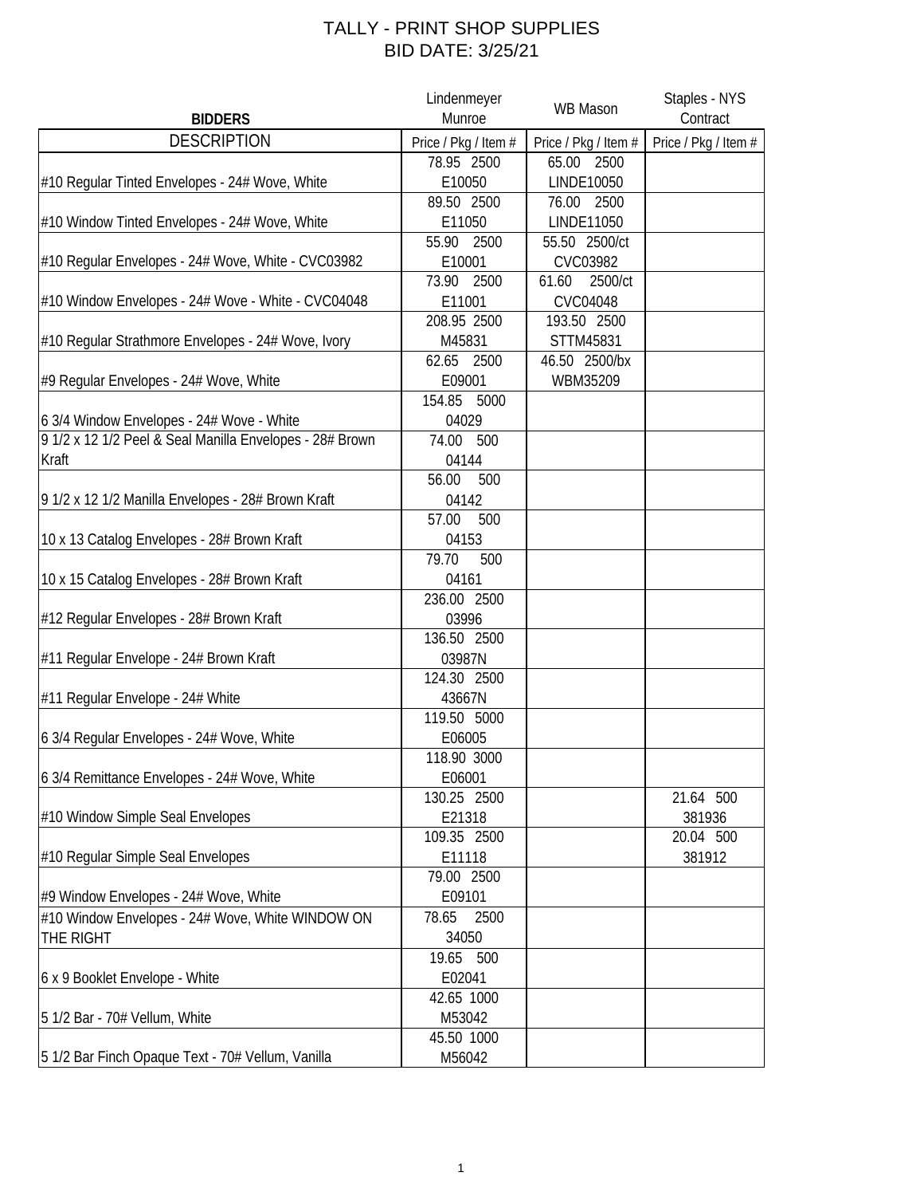# TALLY - PRINT SHOP SUPPLIES

## BID DATE: 3/25/21

| BIDDERS | Lindenmeyer Munroe | WB Mason | Staples - NYS Contract |
|---|---|---|---|
| DESCRIPTION | Price / Pkg / Item # | Price / Pkg / Item # | Price / Pkg / Item # |
| #10 Regular Tinted Envelopes - 24# Wove, White | 78.95 2500 E10050 | 65.00 2500 LINDE10050 | |
| #10 Window Tinted Envelopes - 24# Wove, White | 89.50 2500 E11050 | 76.00 2500 LINDE11050 | |
| #10 Regular Envelopes - 24# Wove, White - CVC03982 | 55.90 2500 E10001 | 55.50 2500/ct CVC03982 | |
| #10 Window Envelopes - 24# Wove - White - CVC04048 | 73.90 2500 E11001 | 61.60 2500/ct CVC04048 | |
| #10 Regular Strathmore Envelopes - 24# Wove, Ivory | 208.95 2500 M45831 | 193.50 2500 STTM45831 | |
| #9 Regular Envelopes - 24# Wove, White | 62.65 2500 E09001 | 46.50 2500/bx WBM35209 | |
| 6 3/4 Window Envelopes - 24# Wove - White | 154.85 5000 04029 | | |
| 9 1/2 x 12 1/2 Peel & Seal Manilla Envelopes - 28# Brown Kraft | 74.00 500 04144 | | |
| 9 1/2 x 12 1/2 Manilla Envelopes - 28# Brown Kraft | 56.00 500 04142 | | |
| 10 x 13 Catalog Envelopes - 28# Brown Kraft | 57.00 500 04153 | | |
| 10 x 15 Catalog Envelopes - 28# Brown Kraft | 79.70 500 04161 | | |
| #12 Regular Envelopes - 28# Brown Kraft | 236.00 2500 03996 | | |
| #11 Regular Envelope - 24# Brown Kraft | 136.50 2500 03987N | | |
| #11 Regular Envelope - 24# White | 124.30 2500 43667N | | |
| 6 3/4 Regular Envelopes - 24# Wove, White | 119.50 5000 E06005 | | |
| 6 3/4 Remittance Envelopes - 24# Wove, White | 118.90 3000 E06001 | | |
| #10 Window Simple Seal Envelopes | 130.25 2500 E21318 | | 21.64 500 381936 |
| #10 Regular Simple Seal Envelopes | 109.35 2500 E11118 | | 20.04 500 381912 |
| #9 Window Envelopes - 24# Wove, White | 79.00 2500 E09101 | | |
| #10 Window Envelopes - 24# Wove, White WINDOW ON THE RIGHT | 78.65 2500 34050 | | |
| 6 x 9 Booklet Envelope - White | 19.65 500 E02041 | | |
| 5 1/2 Bar - 70# Vellum, White | 42.65 1000 M53042 | | |
| 5 1/2 Bar Finch Opaque Text - 70# Vellum, Vanilla | 45.50 1000 M56042 | | |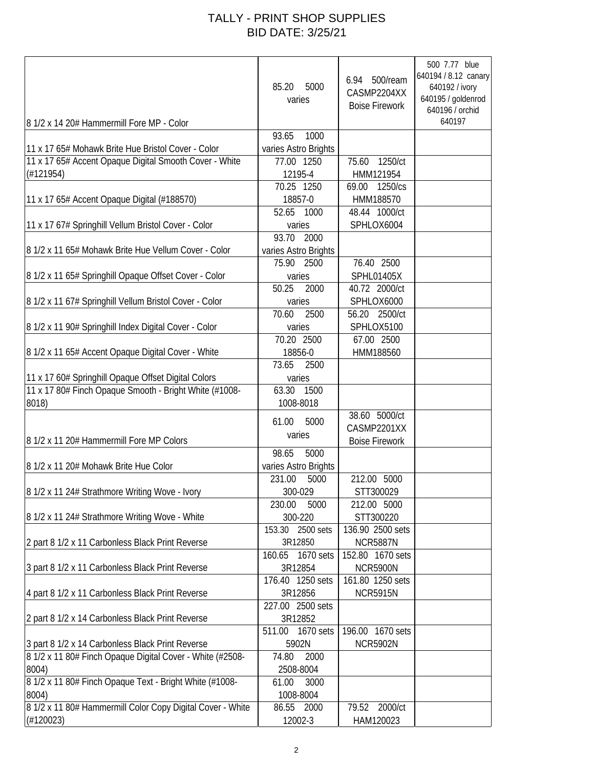# TALLY - PRINT SHOP SUPPLIES
## BID DATE: 3/25/21

| | | | |
|---|---|---|---|
| 8 1/2 x 14 20# Hammermill Fore MP - Color | 85.20 5000 varies | 6.94 500/ream CASMP2204XX Boise Firework | 500 7.77 blue 640194 / 8.12 canary 640192 / ivory 640195 / goldenrod 640196 / orchid 640197 |
| 11 x 17 65# Mohawk Brite Hue Bristol Cover - Color | 93.65 1000 varies Astro Brights | | |
| 11 x 17 65# Accent Opaque Digital Smooth Cover - White (#121954) | 77.00 1250 12195-4 | 75.60 1250/ct HMM121954 | |
| 11 x 17 65# Accent Opaque Digital (#188570) | 70.25 1250 18857-0 | 69.00 1250/cs HMM188570 | |
| 11 x 17 67# Springhill Vellum Bristol Cover - Color | 52.65 1000 varies | 48.44 1000/ct SPHLOX6004 | |
| 8 1/2 x 11 65# Mohawk Brite Hue Vellum Cover - Color | 93.70 2000 varies Astro Brights | | |
| 8 1/2 x 11 65# Springhill Opaque Offset Cover - Color | 75.90 2500 varies | 76.40 2500 SPHL01405X | |
| 8 1/2 x 11 67# Springhill Vellum Bristol Cover - Color | 50.25 2000 varies | 40.72 2000/ct SPHLOX6000 | |
| 8 1/2 x 11 90# Springhill Index Digital Cover - Color | 70.60 2500 varies | 56.20 2500/ct SPHLOX5100 | |
| 8 1/2 x 11 65# Accent Opaque Digital Cover - White | 70.20 2500 18856-0 | 67.00 2500 HMM188560 | |
| 11 x 17 60# Springhill Opaque Offset Digital Colors | 73.65 2500 varies | | |
| 11 x 17 80# Finch Opaque Smooth - Bright White (#1008-8018) | 63.30 1500 1008-8018 | | |
| 8 1/2 x 11 20# Hammermill Fore MP Colors | 61.00 5000 varies | 38.60 5000/ct CASMP2201XX Boise Firework | |
| 8 1/2 x 11 20# Mohawk Brite Hue Color | 98.65 5000 varies Astro Brights | | |
| 8 1/2 x 11 24# Strathmore Writing Wove - Ivory | 231.00 5000 300-029 | 212.00 5000 STT300029 | |
| 8 1/2 x 11 24# Strathmore Writing Wove - White | 230.00 5000 300-220 | 212.00 5000 STT300220 | |
| 2 part 8 1/2 x 11 Carbonless Black Print Reverse | 153.30 2500 sets 3R12850 | 136.90 2500 sets NCR5887N | |
| 3 part 8 1/2 x 11 Carbonless Black Print Reverse | 160.65 1670 sets 3R12854 | 152.80 1670 sets NCR5900N | |
| 4 part 8 1/2 x 11 Carbonless Black Print Reverse | 176.40 1250 sets 3R12856 | 161.80 1250 sets NCR5915N | |
| 2 part 8 1/2 x 14 Carbonless Black Print Reverse | 227.00 2500 sets 3R12852 | | |
| 3 part 8 1/2 x 14 Carbonless Black Print Reverse | 511.00 1670 sets 5902N | 196.00 1670 sets NCR5902N | |
| 8 1/2 x 11 80# Finch Opaque Digital Cover - White (#2508-8004) | 74.80 2000 2508-8004 | | |
| 8 1/2 x 11 80# Finch Opaque Text - Bright White (#1008-8004) | 61.00 3000 1008-8004 | | |
| 8 1/2 x 11 80# Hammermill Color Copy Digital Cover - White (#120023) | 86.55 2000 12002-3 | 79.52 2000/ct HAM120023 | |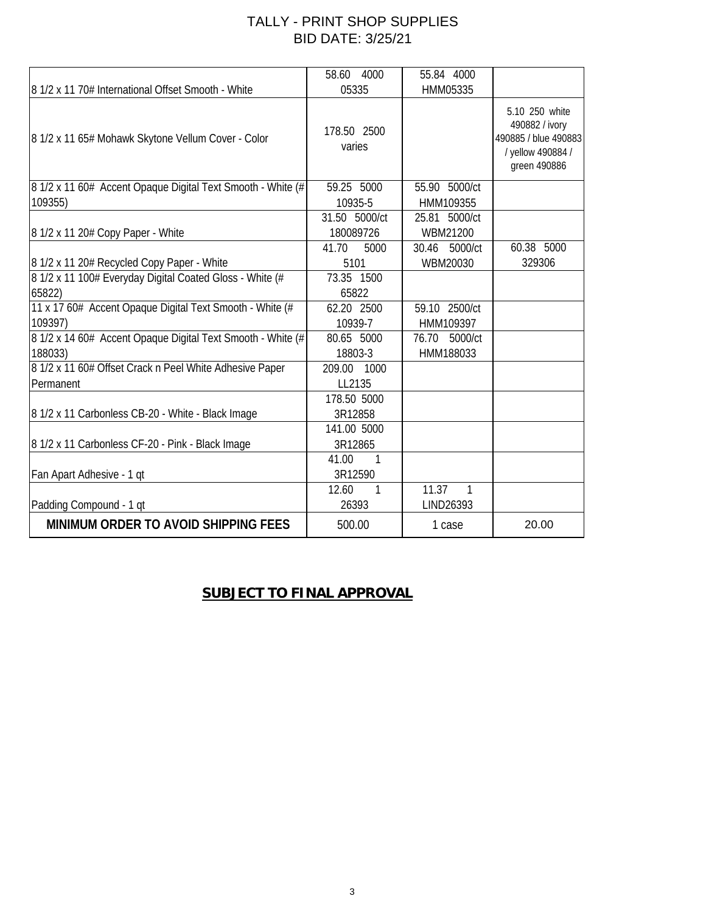# TALLY - PRINT SHOP SUPPLIES
## BID DATE: 3/25/21

| | | | |
|---|---|---|---|
| 8 1/2 x 11 70# International Offset Smooth - White | 58.60 4000 05335 | 55.84 4000 HMM05335 | |
| 8 1/2 x 11 65# Mohawk Skytone Vellum Cover - Color | 178.50 2500 varies | | 5.10 250 white 490882 / ivory 490885 / blue 490883 / yellow 490884 / green 490886 |
| 8 1/2 x 11 60# Accent Opaque Digital Text Smooth - White (# 109355) | 59.25 5000 10935-5 | 55.90 5000/ct HMM109355 | |
| 8 1/2 x 11 20# Copy Paper - White | 31.50 5000/ct 180089726 | 25.81 5000/ct WBM21200 | |
| 8 1/2 x 11 20# Recycled Copy Paper - White | 41.70 5000 5101 | 30.46 5000/ct WBM20030 | 60.38 5000 329306 |
| 8 1/2 x 11 100# Everyday Digital Coated Gloss - White (# 65822) | 73.35 1500 65822 | | |
| 11 x 17 60# Accent Opaque Digital Text Smooth - White (# 109397) | 62.20 2500 10939-7 | 59.10 2500/ct HMM109397 | |
| 8 1/2 x 14 60# Accent Opaque Digital Text Smooth - White (# 188033) | 80.65 5000 18803-3 | 76.70 5000/ct HMM188033 | |
| 8 1/2 x 11 60# Offset Crack n Peel White Adhesive Paper Permanent | 209.00 1000 LL2135 | | |
| 8 1/2 x 11 Carbonless CB-20 - White - Black Image | 178.50 5000 3R12858 | | |
| 8 1/2 x 11 Carbonless CF-20 - Pink - Black Image | 141.00 5000 3R12865 | | |
| Fan Apart Adhesive - 1 qt | 41.00 1 3R12590 | | |
| Padding Compound - 1 qt | 12.60 1 26393 | 11.37 1 LIND26393 | |
| **MINIMUM ORDER TO AVOID SHIPPING FEES** | 500.00 | 1 case | 20.00 |

**SUBJECT TO FINAL APPROVAL**